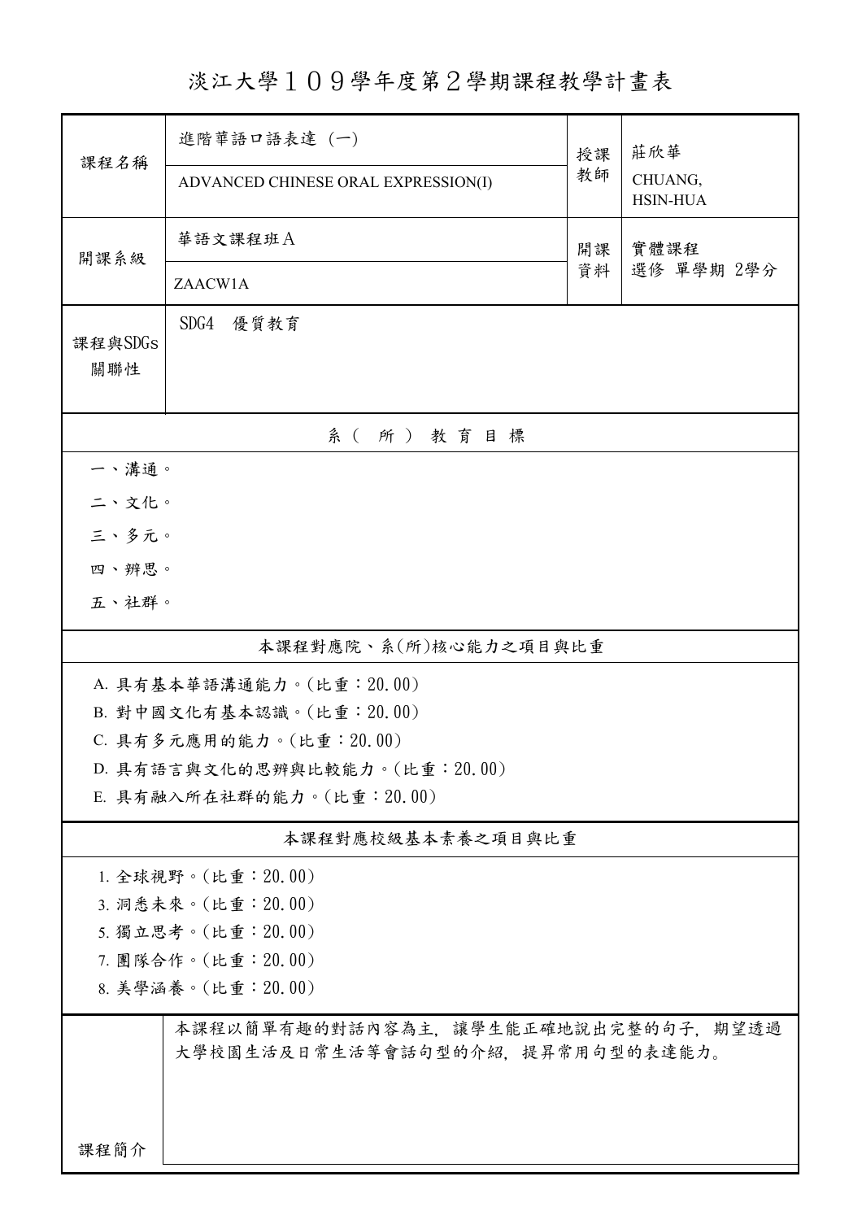# 淡江大學１０９學年度第２學期課程教學計畫表

| 課程名稱 | 進階華語口語表達（一） | 授課教師 | 莊欣華 |
|---|---|---|---|
| | ADVANCED CHINESE ORAL EXPRESSION(I) | | CHUANG, HSIN-HUA |
| 開課系級 | 華語文課程班Ａ | 開課資料 | 實體課程<br>選修 單學期 2學分 |
| | ZAACW1A | | |
| 課程與SDGs關聯性 | SDG4 優質教育 | | |

## 系（所）教育目標

一、溝通。

二、文化。

三、多元。

四、辨思。

五、社群。

## 本課程對應院、系(所)核心能力之項目與比重

A. 具有基本華語溝通能力。(比重：20.00)

B. 對中國文化有基本認識。(比重：20.00)

C. 具有多元應用的能力。(比重：20.00)

D. 具有語言與文化的思辨與比較能力。(比重：20.00)

E. 具有融入所在社群的能力。(比重：20.00)

## 本課程對應校級基本素養之項目與比重

1. 全球視野。(比重：20.00)

3. 洞悉未來。(比重：20.00)

5. 獨立思考。(比重：20.00)

7. 團隊合作。(比重：20.00)

8. 美學涵養。(比重：20.00)

| 課程簡介 | 本課程以簡單有趣的對話內容為主，讓學生能正確地說出完整的句子，期望透過大學校園生活及日常生活等會話句型的介紹，提昇常用句型的表達能力。 |
|---|---|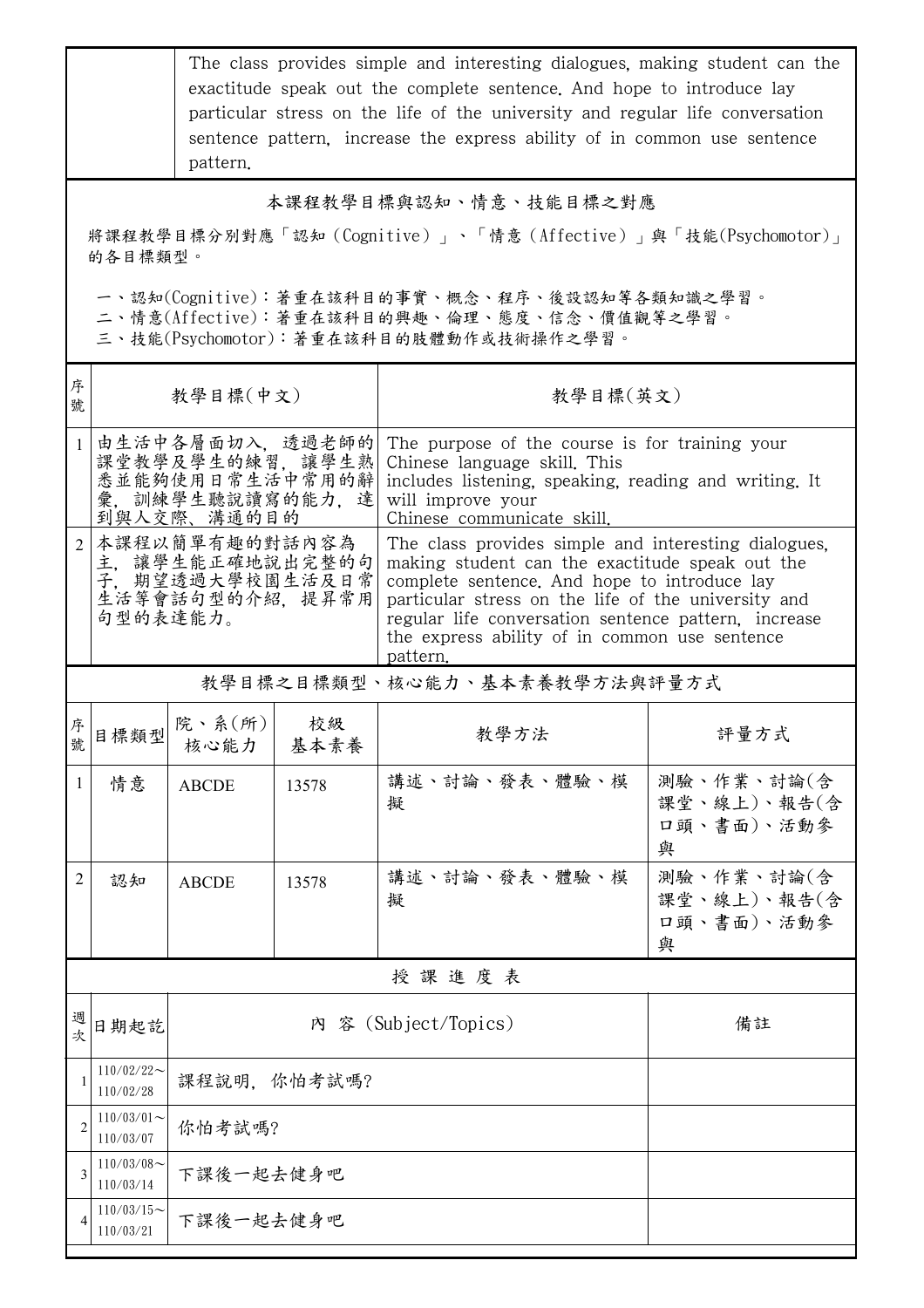| | The class provides simple and interesting dialogues, making student can the exactitude speak out the complete sentence. And hope to introduce lay particular stress on the life of the university and regular life conversation sentence pattern, increase the express ability of in common use sentence pattern. |
|---|---|

## 本課程教學目標與認知、情意、技能目標之對應

將課程教學目標分別對應「認知（Cognitive）」、「情意（Affective）」與「技能(Psychomotor)」的各目標類型。

一、認知(Cognitive)：著重在該科目的事實、概念、程序、後設認知等各類知識之學習。
二、情意(Affective)：著重在該科目的興趣、倫理、態度、信念、價值觀等之學習。
三、技能(Psychomotor)：著重在該科目的肢體動作或技術操作之學習。

| 序號 | 教學目標(中文) | 教學目標(英文) |
|---|---|---|
| 1 | 由生活中各層面切入，透過老師的課堂教學及學生的練習，讓學生熟悉並能夠使用日常生活中常用的辭彙，訓練學生聽說讀寫的能力，達到與人交際、溝通的目的 | The purpose of the course is for training your Chinese language skill. This includes listening, speaking, reading and writing. It will improve your Chinese communicate skill. |
| 2 | 本課程以簡單有趣的對話內容為主，讓學生能正確地說出完整的句子，期望透過大學校園生活及日常生活等會話句型的介紹，提昇常用句型的表達能力。 | The class provides simple and interesting dialogues, making student can the exactitude speak out the complete sentence. And hope to introduce lay particular stress on the life of the university and regular life conversation sentence pattern, increase the express ability of in common use sentence pattern. |

## 教學目標之目標類型、核心能力、基本素養教學方法與評量方式

| 序號 | 目標類型 | 院、系(所)核心能力 | 校級基本素養 | 教學方法 | 評量方式 |
|---|---|---|---|---|---|
| 1 | 情意 | ABCDE | 13578 | 講述、討論、發表、體驗、模擬 | 測驗、作業、討論(含課堂、線上)、報告(含口頭、書面)、活動參與 |
| 2 | 認知 | ABCDE | 13578 | 講述、討論、發表、體驗、模擬 | 測驗、作業、討論(含課堂、線上)、報告(含口頭、書面)、活動參與 |

## 授課進度表

| 週次 | 日期起訖 | 內 容 (Subject/Topics) | 備註 |
|---|---|---|---|
| 1 | 110/02/22～110/02/28 | 課程說明，你怕考試嗎? | |
| 2 | 110/03/01～110/03/07 | 你怕考試嗎? | |
| 3 | 110/03/08～110/03/14 | 下課後一起去健身吧 | |
| 4 | 110/03/15～110/03/21 | 下課後一起去健身吧 | |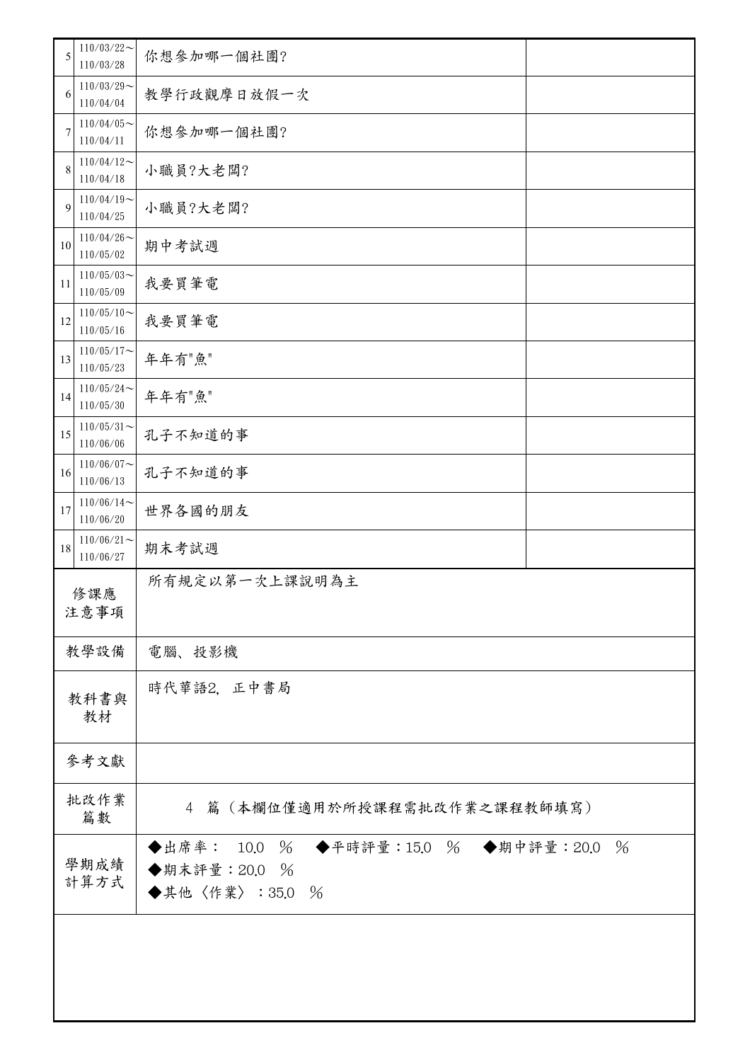| 5 | 110/03/22～<br>110/03/28 | 你想參加哪一個社團? | |
|---|---|---|---|
| 6 | 110/03/29～<br>110/04/04 | 教學行政觀摩日放假一次 | |
| 7 | 110/04/05～<br>110/04/11 | 你想參加哪一個社團? | |
| 8 | 110/04/12～<br>110/04/18 | 小職員?大老闆? | |
| 9 | 110/04/19～<br>110/04/25 | 小職員?大老闆? | |
| 10 | 110/04/26～<br>110/05/02 | 期中考試週 | |
| 11 | 110/05/03～<br>110/05/09 | 我要買筆電 | |
| 12 | 110/05/10～<br>110/05/16 | 我要買筆電 | |
| 13 | 110/05/17～<br>110/05/23 | 年年有"魚" | |
| 14 | 110/05/24～<br>110/05/30 | 年年有"魚" | |
| 15 | 110/05/31～<br>110/06/06 | 孔子不知道的事 | |
| 16 | 110/06/07～<br>110/06/13 | 孔子不知道的事 | |
| 17 | 110/06/14～<br>110/06/20 | 世界各國的朋友 | |
| 18 | 110/06/21～<br>110/06/27 | 期末考試週 | |

| 項目 | 內容 |
|---|---|
| 修課應注意事項 | 所有規定以第一次上課說明為主 |
| 教學設備 | 電腦、投影機 |
| 教科書與教材 | 時代華語2, 正中書局 |
| 參考文獻 | |
| 批改作業篇數 | 4 篇（本欄位僅適用於所授課程需批改作業之課程教師填寫） |
| 學期成績計算方式 | ◆出席率： 10.0 ％ ◆平時評量：15.0 ％ ◆期中評量：20.0 ％<br>◆期末評量：20.0 ％<br>◆其他〈作業〉：35.0 ％ |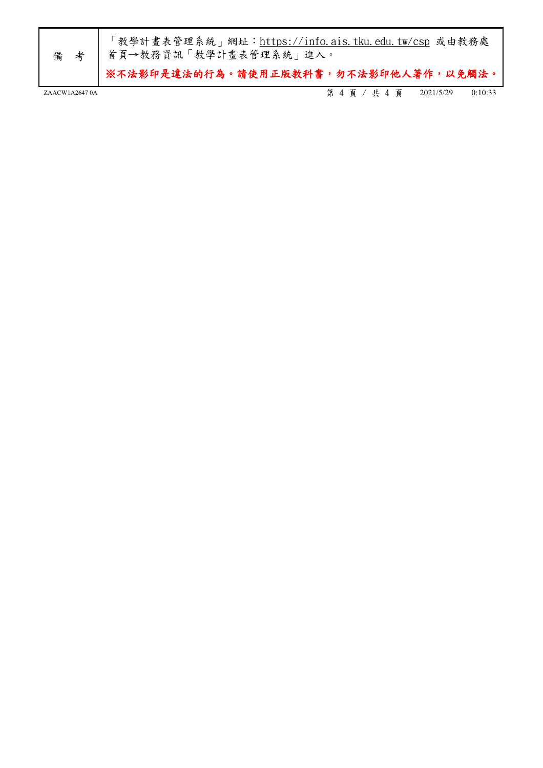| | |
|---|---|
| 備　考 | 「教學計畫表管理系統」網址：https://info.ais.tku.edu.tw/csp 或由教務處首頁→教務資訊「教學計畫表管理系統」進入。<br>**※不法影印是違法的行為。請使用正版教科書，勿不法影印他人著作，以免觸法。** |

ZAACW1A2647 0A　　2021/5/29　0:10:33